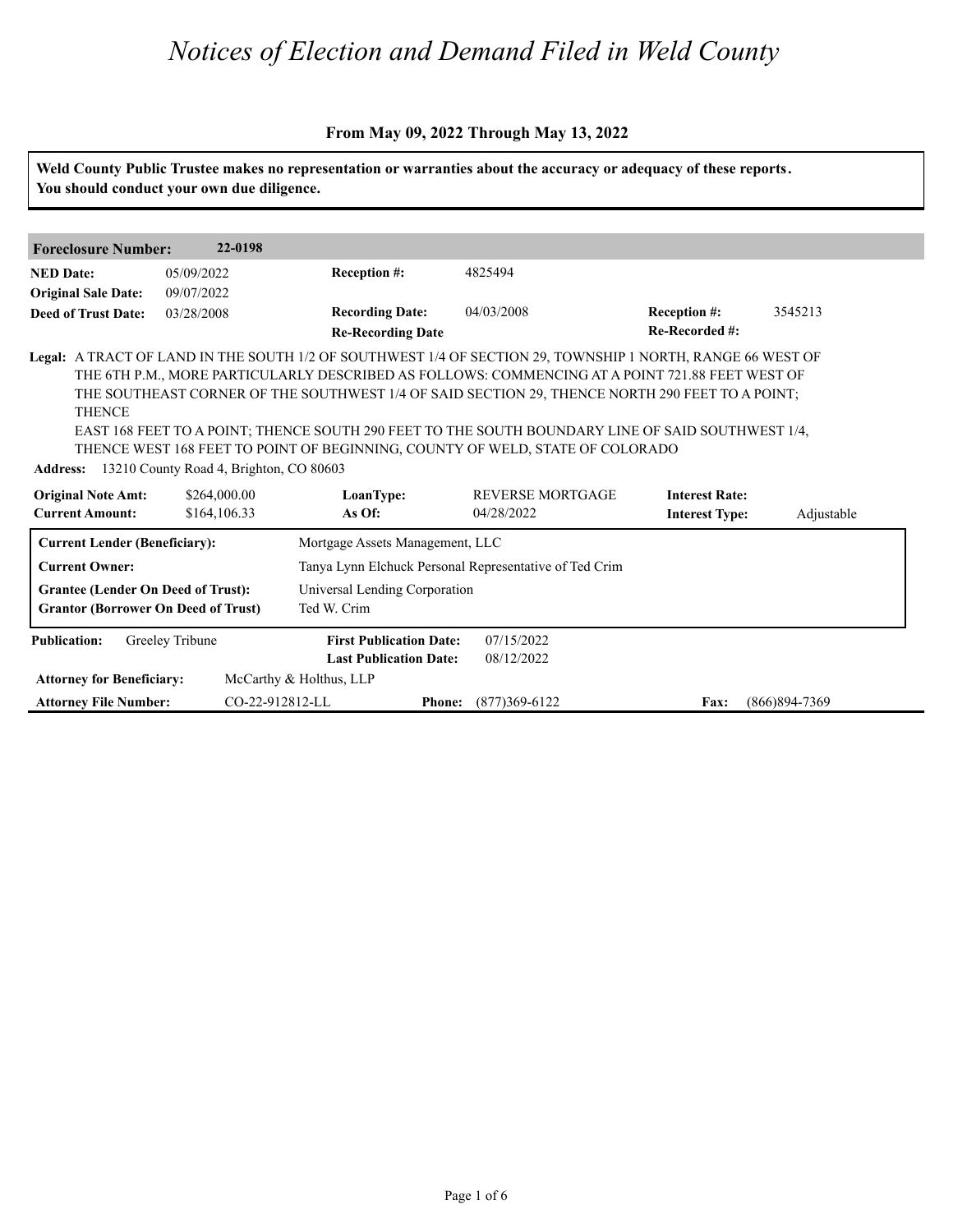# *Notices of Election and Demand Filed in Weld County*

**From May 09, 2022 Through May 13, 2022**

**Weld County Public Trustee makes no representation or warranties about the accuracy or adequacy of these reports. You should conduct your own due diligence.**

**Foreclosure Number:** **22-0198**

| | | | | | |
|---|---|---|---|---|---|
| **NED Date:** | 05/09/2022 | **Reception #:** | 4825494 | | |
| **Original Sale Date:** | 09/07/2022 | | | | |
| **Deed of Trust Date:** | 03/28/2008 | **Recording Date:** | 04/03/2008 | **Reception #:** | 3545213 |
| | | **Re-Recording Date** | | **Re-Recorded #:** | |

**Legal:** A TRACT OF LAND IN THE SOUTH 1/2 OF SOUTHWEST 1/4 OF SECTION 29, TOWNSHIP 1 NORTH, RANGE 66 WEST OF THE 6TH P.M., MORE PARTICULARLY DESCRIBED AS FOLLOWS: COMMENCING AT A POINT 721.88 FEET WEST OF THE SOUTHEAST CORNER OF THE SOUTHWEST 1/4 OF SAID SECTION 29, THENCE NORTH 290 FEET TO A POINT; THENCE
EAST 168 FEET TO A POINT; THENCE SOUTH 290 FEET TO THE SOUTH BOUNDARY LINE OF SAID SOUTHWEST 1/4, THENCE WEST 168 FEET TO POINT OF BEGINNING, COUNTY OF WELD, STATE OF COLORADO

**Address:** 13210 County Road 4, Brighton, CO 80603

| | | | | | |
|---|---|---|---|---|---|
| **Original Note Amt:** | $264,000.00 | **LoanType:** | REVERSE MORTGAGE | **Interest Rate:** | |
| **Current Amount:** | $164,106.33 | **As Of:** | 04/28/2022 | **Interest Type:** | Adjustable |

| | |
|---|---|
| **Current Lender (Beneficiary):** | Mortgage Assets Management, LLC |
| **Current Owner:** | Tanya Lynn Elchuck Personal Representative of Ted Crim |
| **Grantee (Lender On Deed of Trust):** | Universal Lending Corporation |
| **Grantor (Borrower On Deed of Trust)** | Ted W. Crim |

| | | | |
|---|---|---|---|
| **Publication:** | Greeley Tribune | **First Publication Date:** | 07/15/2022 |
| | | **Last Publication Date:** | 08/12/2022 |

**Attorney for Beneficiary:** McCarthy & Holthus, LLP

**Attorney File Number:** CO-22-912812-LL **Phone:** (877)369-6122 **Fax:** (866)894-7369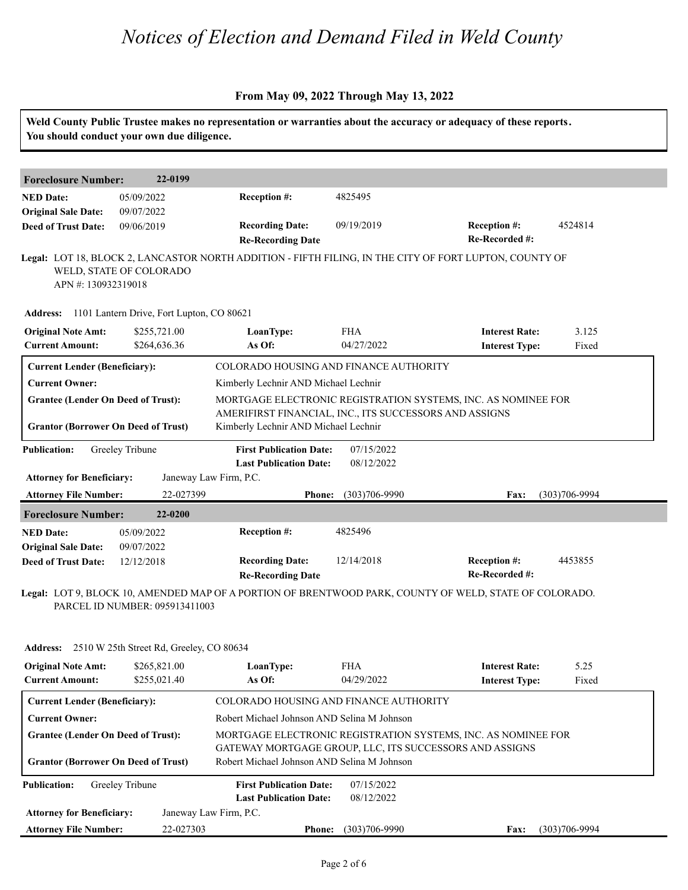# Notices of Election and Demand Filed in Weld County

**From May 09, 2022 Through May 13, 2022**

**Weld County Public Trustee makes no representation or warranties about the accuracy or adequacy of these reports. You should conduct your own due diligence.**

---

**Foreclosure Number:** 22-0199

| | | | | | |
|---|---|---|---|---|---|
| **NED Date:** | 05/09/2022 | **Reception #:** | 4825495 | | |
| **Original Sale Date:** | 09/07/2022 | | | | |
| **Deed of Trust Date:** | 09/06/2019 | **Recording Date:** | 09/19/2019 | **Reception #:** | 4524814 |
| | | **Re-Recording Date** | | **Re-Recorded #:** | |

**Legal:** LOT 18, BLOCK 2, LANCASTOR NORTH ADDITION - FIFTH FILING, IN THE CITY OF FORT LUPTON, COUNTY OF WELD, STATE OF COLORADO
APN #: 130932319018

**Address:** 1101 Lantern Drive, Fort Lupton, CO 80621

| | | | | | |
|---|---|---|---|---|---|
| **Original Note Amt:** | $255,721.00 | **LoanType:** | FHA | **Interest Rate:** | 3.125 |
| **Current Amount:** | $264,636.36 | **As Of:** | 04/27/2022 | **Interest Type:** | Fixed |

| | |
|---|---|
| **Current Lender (Beneficiary):** | COLORADO HOUSING AND FINANCE AUTHORITY |
| **Current Owner:** | Kimberly Lechnir AND Michael Lechnir |
| **Grantee (Lender On Deed of Trust):** | MORTGAGE ELECTRONIC REGISTRATION SYSTEMS, INC. AS NOMINEE FOR AMERIFIRST FINANCIAL, INC., ITS SUCCESSORS AND ASSIGNS |
| **Grantor (Borrower On Deed of Trust)** | Kimberly Lechnir AND Michael Lechnir |

| | | | |
|---|---|---|---|
| **Publication:** | Greeley Tribune | **First Publication Date:** | 07/15/2022 |
| | | **Last Publication Date:** | 08/12/2022 |

**Attorney for Beneficiary:** Janeway Law Firm, P.C.

**Attorney File Number:** 22-027399 **Phone:** (303)706-9990 **Fax:** (303)706-9994

---

**Foreclosure Number:** 22-0200

| | | | | | |
|---|---|---|---|---|---|
| **NED Date:** | 05/09/2022 | **Reception #:** | 4825496 | | |
| **Original Sale Date:** | 09/07/2022 | | | | |
| **Deed of Trust Date:** | 12/12/2018 | **Recording Date:** | 12/14/2018 | **Reception #:** | 4453855 |
| | | **Re-Recording Date** | | **Re-Recorded #:** | |

**Legal:** LOT 9, BLOCK 10, AMENDED MAP OF A PORTION OF BRENTWOOD PARK, COUNTY OF WELD, STATE OF COLORADO.
PARCEL ID NUMBER: 095913411003

**Address:** 2510 W 25th Street Rd, Greeley, CO 80634

| | | | | | |
|---|---|---|---|---|---|
| **Original Note Amt:** | $265,821.00 | **LoanType:** | FHA | **Interest Rate:** | 5.25 |
| **Current Amount:** | $255,021.40 | **As Of:** | 04/29/2022 | **Interest Type:** | Fixed |

| | |
|---|---|
| **Current Lender (Beneficiary):** | COLORADO HOUSING AND FINANCE AUTHORITY |
| **Current Owner:** | Robert Michael Johnson AND Selina M Johnson |
| **Grantee (Lender On Deed of Trust):** | MORTGAGE ELECTRONIC REGISTRATION SYSTEMS, INC. AS NOMINEE FOR GATEWAY MORTGAGE GROUP, LLC, ITS SUCCESSORS AND ASSIGNS |
| **Grantor (Borrower On Deed of Trust)** | Robert Michael Johnson AND Selina M Johnson |

| | | | |
|---|---|---|---|
| **Publication:** | Greeley Tribune | **First Publication Date:** | 07/15/2022 |
| | | **Last Publication Date:** | 08/12/2022 |

**Attorney for Beneficiary:** Janeway Law Firm, P.C.

**Attorney File Number:** 22-027303 **Phone:** (303)706-9990 **Fax:** (303)706-9994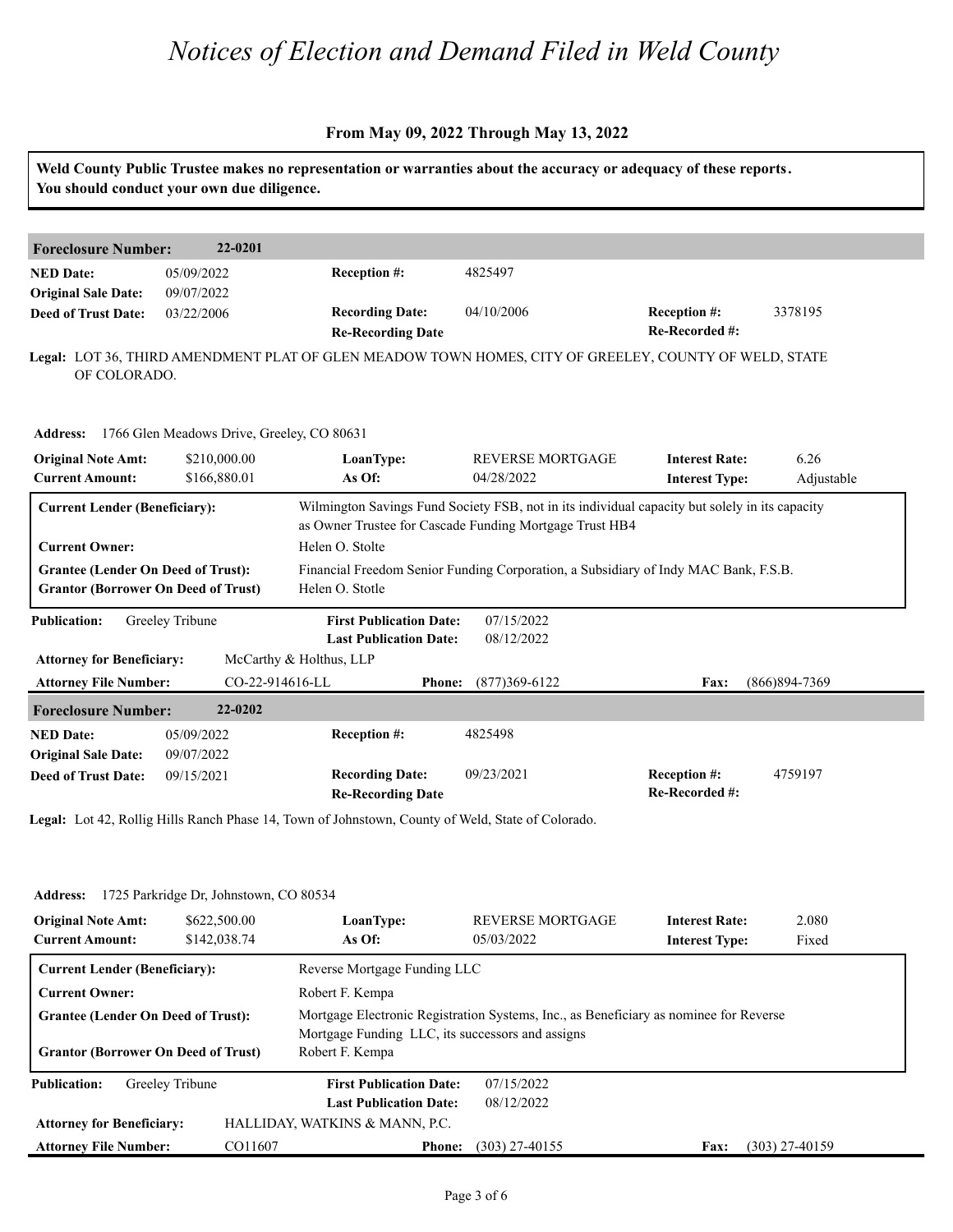# Notices of Election and Demand Filed in Weld County

### From May 09, 2022 Through May 13, 2022

**Weld County Public Trustee makes no representation or warranties about the accuracy or adequacy of these reports. You should conduct your own due diligence.**

---

**Foreclosure Number:** 22-0201

| | | | | | |
|---|---|---|---|---|---|
| **NED Date:** | 05/09/2022 | **Reception #:** | 4825497 | | |
| **Original Sale Date:** | 09/07/2022 | | | | |
| **Deed of Trust Date:** | 03/22/2006 | **Recording Date:** | 04/10/2006 | **Reception #:** | 3378195 |
| | | **Re-Recording Date** | | **Re-Recorded #:** | |

**Legal:** LOT 36, THIRD AMENDMENT PLAT OF GLEN MEADOW TOWN HOMES, CITY OF GREELEY, COUNTY OF WELD, STATE OF COLORADO.

**Address:** 1766 Glen Meadows Drive, Greeley, CO 80631

| | | | | | |
|---|---|---|---|---|---|
| **Original Note Amt:** | $210,000.00 | **LoanType:** | REVERSE MORTGAGE | **Interest Rate:** | 6.26 |
| **Current Amount:** | $166,880.01 | **As Of:** | 04/28/2022 | **Interest Type:** | Adjustable |

| | |
|---|---|
| **Current Lender (Beneficiary):** | Wilmington Savings Fund Society FSB, not in its individual capacity but solely in its capacity as Owner Trustee for Cascade Funding Mortgage Trust HB4 |
| **Current Owner:** | Helen O. Stolte |
| **Grantee (Lender On Deed of Trust):** | Financial Freedom Senior Funding Corporation, a Subsidiary of Indy MAC Bank, F.S.B. |
| **Grantor (Borrower On Deed of Trust)** | Helen O. Stotle |

| | | | | | |
|---|---|---|---|---|---|
| **Publication:** | Greeley Tribune | **First Publication Date:** | 07/15/2022 | | |
| | | **Last Publication Date:** | 08/12/2022 | | |
| **Attorney for Beneficiary:** | McCarthy & Holthus, LLP | | | | |
| **Attorney File Number:** | CO-22-914616-LL | **Phone:** | (877)369-6122 | **Fax:** | (866)894-7369 |

---

**Foreclosure Number:** 22-0202

| | | | | | |
|---|---|---|---|---|---|
| **NED Date:** | 05/09/2022 | **Reception #:** | 4825498 | | |
| **Original Sale Date:** | 09/07/2022 | | | | |
| **Deed of Trust Date:** | 09/15/2021 | **Recording Date:** | 09/23/2021 | **Reception #:** | 4759197 |
| | | **Re-Recording Date** | | **Re-Recorded #:** | |

**Legal:** Lot 42, Rollig Hills Ranch Phase 14, Town of Johnstown, County of Weld, State of Colorado.

**Address:** 1725 Parkridge Dr, Johnstown, CO 80534

| | | | | | |
|---|---|---|---|---|---|
| **Original Note Amt:** | $622,500.00 | **LoanType:** | REVERSE MORTGAGE | **Interest Rate:** | 2.080 |
| **Current Amount:** | $142,038.74 | **As Of:** | 05/03/2022 | **Interest Type:** | Fixed |

| | |
|---|---|
| **Current Lender (Beneficiary):** | Reverse Mortgage Funding LLC |
| **Current Owner:** | Robert F. Kempa |
| **Grantee (Lender On Deed of Trust):** | Mortgage Electronic Registration Systems, Inc., as Beneficiary as nominee for Reverse Mortgage Funding LLC, its successors and assigns |
| **Grantor (Borrower On Deed of Trust)** | Robert F. Kempa |

| | | | | | |
|---|---|---|---|---|---|
| **Publication:** | Greeley Tribune | **First Publication Date:** | 07/15/2022 | | |
| | | **Last Publication Date:** | 08/12/2022 | | |
| **Attorney for Beneficiary:** | HALLIDAY, WATKINS & MANN, P.C. | | | | |
| **Attorney File Number:** | CO11607 | **Phone:** | (303) 27-40155 | **Fax:** | (303) 27-40159 |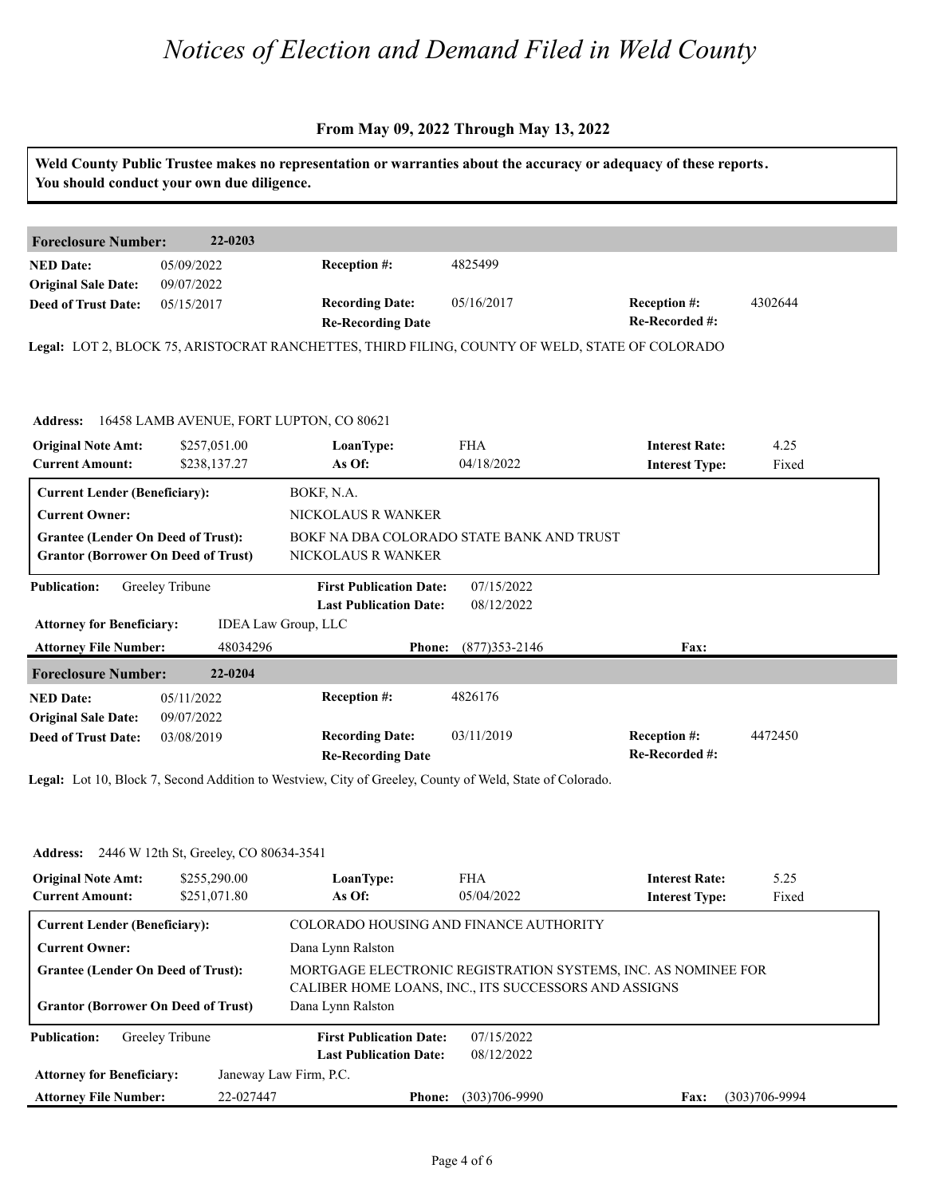# Notices of Election and Demand Filed in Weld County

**From May 09, 2022 Through May 13, 2022**

**Weld County Public Trustee makes no representation or warranties about the accuracy or adequacy of these reports. You should conduct your own due diligence.**

---

**Foreclosure Number:** 22-0203

| | | | | | |
|---|---|---|---|---|---|
| **NED Date:** | 05/09/2022 | **Reception #:** | 4825499 | | |
| **Original Sale Date:** | 09/07/2022 | | | | |
| **Deed of Trust Date:** | 05/15/2017 | **Recording Date:** | 05/16/2017 | **Reception #:** | 4302644 |
| | | **Re-Recording Date** | | **Re-Recorded #:** | |

**Legal:** LOT 2, BLOCK 75, ARISTOCRAT RANCHETTES, THIRD FILING, COUNTY OF WELD, STATE OF COLORADO

**Address:** 16458 LAMB AVENUE, FORT LUPTON, CO 80621

| | | | | | |
|---|---|---|---|---|---|
| **Original Note Amt:** | $257,051.00 | **LoanType:** | FHA | **Interest Rate:** | 4.25 |
| **Current Amount:** | $238,137.27 | **As Of:** | 04/18/2022 | **Interest Type:** | Fixed |

| | |
|---|---|
| **Current Lender (Beneficiary):** | BOKF, N.A. |
| **Current Owner:** | NICKOLAUS R WANKER |
| **Grantee (Lender On Deed of Trust):** | BOKF NA DBA COLORADO STATE BANK AND TRUST |
| **Grantor (Borrower On Deed of Trust)** | NICKOLAUS R WANKER |

| | | | |
|---|---|---|---|
| **Publication:** | Greeley Tribune | **First Publication Date:** | 07/15/2022 |
| | | **Last Publication Date:** | 08/12/2022 |

**Attorney for Beneficiary:** IDEA Law Group, LLC

**Attorney File Number:** 48034296 **Phone:** (877)353-2146 **Fax:**

---

**Foreclosure Number:** 22-0204

| | | | | | |
|---|---|---|---|---|---|
| **NED Date:** | 05/11/2022 | **Reception #:** | 4826176 | | |
| **Original Sale Date:** | 09/07/2022 | | | | |
| **Deed of Trust Date:** | 03/08/2019 | **Recording Date:** | 03/11/2019 | **Reception #:** | 4472450 |
| | | **Re-Recording Date** | | **Re-Recorded #:** | |

**Legal:** Lot 10, Block 7, Second Addition to Westview, City of Greeley, County of Weld, State of Colorado.

**Address:** 2446 W 12th St, Greeley, CO 80634-3541

| | | | | | |
|---|---|---|---|---|---|
| **Original Note Amt:** | $255,290.00 | **LoanType:** | FHA | **Interest Rate:** | 5.25 |
| **Current Amount:** | $251,071.80 | **As Of:** | 05/04/2022 | **Interest Type:** | Fixed |

| | |
|---|---|
| **Current Lender (Beneficiary):** | COLORADO HOUSING AND FINANCE AUTHORITY |
| **Current Owner:** | Dana Lynn Ralston |
| **Grantee (Lender On Deed of Trust):** | MORTGAGE ELECTRONIC REGISTRATION SYSTEMS, INC. AS NOMINEE FOR CALIBER HOME LOANS, INC., ITS SUCCESSORS AND ASSIGNS |
| **Grantor (Borrower On Deed of Trust)** | Dana Lynn Ralston |

| | | | |
|---|---|---|---|
| **Publication:** | Greeley Tribune | **First Publication Date:** | 07/15/2022 |
| | | **Last Publication Date:** | 08/12/2022 |

**Attorney for Beneficiary:** Janeway Law Firm, P.C.

**Attorney File Number:** 22-027447 **Phone:** (303)706-9990 **Fax:** (303)706-9994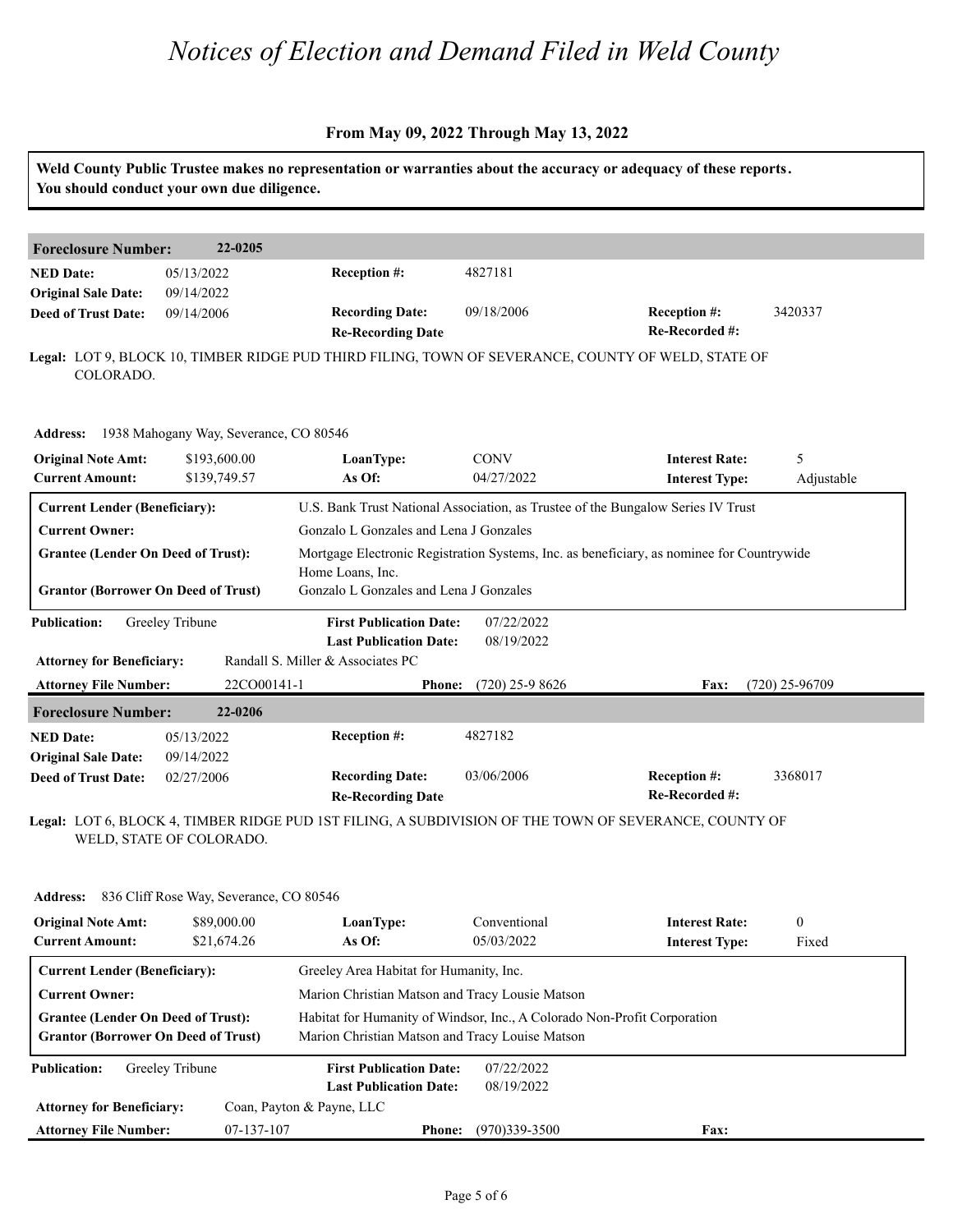# Notices of Election and Demand Filed in Weld County

**From May 09, 2022 Through May 13, 2022**

**Weld County Public Trustee makes no representation or warranties about the accuracy or adequacy of these reports. You should conduct your own due diligence.**

---

**Foreclosure Number:** 22-0205

| | | | | | |
|---|---|---|---|---|---|
| **NED Date:** | 05/13/2022 | **Reception #:** | 4827181 | | |
| **Original Sale Date:** | 09/14/2022 | | | | |
| **Deed of Trust Date:** | 09/14/2006 | **Recording Date:** | 09/18/2006 | **Reception #:** | 3420337 |
| | | **Re-Recording Date** | | **Re-Recorded #:** | |

**Legal:** LOT 9, BLOCK 10, TIMBER RIDGE PUD THIRD FILING, TOWN OF SEVERANCE, COUNTY OF WELD, STATE OF COLORADO.

**Address:** 1938 Mahogany Way, Severance, CO 80546

| | | | | | |
|---|---|---|---|---|---|
| **Original Note Amt:** | $193,600.00 | **LoanType:** | CONV | **Interest Rate:** | 5 |
| **Current Amount:** | $139,749.57 | **As Of:** | 04/27/2022 | **Interest Type:** | Adjustable |

| | |
|---|---|
| **Current Lender (Beneficiary):** | U.S. Bank Trust National Association, as Trustee of the Bungalow Series IV Trust |
| **Current Owner:** | Gonzalo L Gonzales and Lena J Gonzales |
| **Grantee (Lender On Deed of Trust):** | Mortgage Electronic Registration Systems, Inc. as beneficiary, as nominee for Countrywide Home Loans, Inc. |
| **Grantor (Borrower On Deed of Trust)** | Gonzalo L Gonzales and Lena J Gonzales |

| | | | |
|---|---|---|---|
| **Publication:** | Greeley Tribune | **First Publication Date:** | 07/22/2022 |
| | | **Last Publication Date:** | 08/19/2022 |

**Attorney for Beneficiary:** Randall S. Miller & Associates PC

| | | | | | |
|---|---|---|---|---|---|
| **Attorney File Number:** | 22CO00141-1 | **Phone:** | (720) 25-9 8626 | **Fax:** | (720) 25-96709 |

---

**Foreclosure Number:** 22-0206

| | | | | | |
|---|---|---|---|---|---|
| **NED Date:** | 05/13/2022 | **Reception #:** | 4827182 | | |
| **Original Sale Date:** | 09/14/2022 | | | | |
| **Deed of Trust Date:** | 02/27/2006 | **Recording Date:** | 03/06/2006 | **Reception #:** | 3368017 |
| | | **Re-Recording Date** | | **Re-Recorded #:** | |

**Legal:** LOT 6, BLOCK 4, TIMBER RIDGE PUD 1ST FILING, A SUBDIVISION OF THE TOWN OF SEVERANCE, COUNTY OF WELD, STATE OF COLORADO.

**Address:** 836 Cliff Rose Way, Severance, CO 80546

| | | | | | |
|---|---|---|---|---|---|
| **Original Note Amt:** | $89,000.00 | **LoanType:** | Conventional | **Interest Rate:** | 0 |
| **Current Amount:** | $21,674.26 | **As Of:** | 05/03/2022 | **Interest Type:** | Fixed |

| | |
|---|---|
| **Current Lender (Beneficiary):** | Greeley Area Habitat for Humanity, Inc. |
| **Current Owner:** | Marion Christian Matson and Tracy Lousie Matson |
| **Grantee (Lender On Deed of Trust):** | Habitat for Humanity of Windsor, Inc., A Colorado Non-Profit Corporation |
| **Grantor (Borrower On Deed of Trust)** | Marion Christian Matson and Tracy Louise Matson |

| | | | |
|---|---|---|---|
| **Publication:** | Greeley Tribune | **First Publication Date:** | 07/22/2022 |
| | | **Last Publication Date:** | 08/19/2022 |

**Attorney for Beneficiary:** Coan, Payton & Payne, LLC

| | | | | | |
|---|---|---|---|---|---|
| **Attorney File Number:** | 07-137-107 | **Phone:** | (970)339-3500 | **Fax:** | |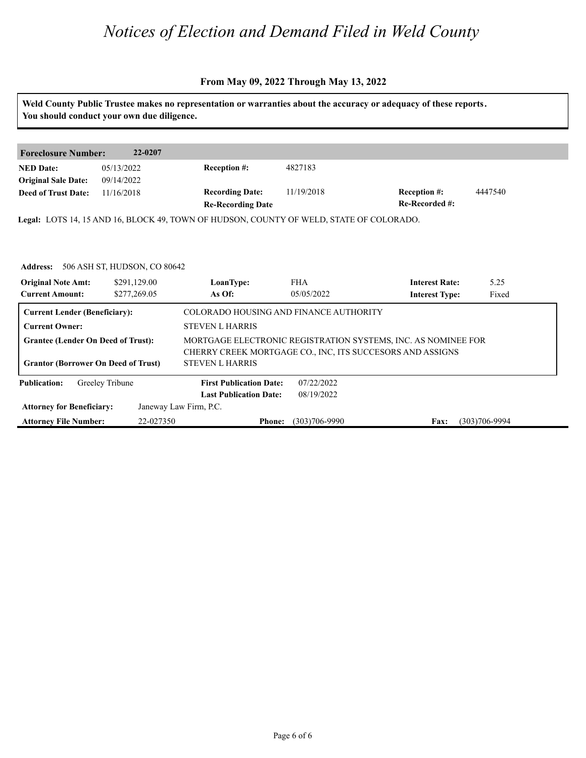# *Notices of Election and Demand Filed in Weld County*

**From May 09, 2022 Through May 13, 2022**

**Weld County Public Trustee makes no representation or warranties about the accuracy or adequacy of these reports. You should conduct your own due diligence.**

| **Foreclosure Number:** | **22-0207** | | | | |
|---|---|---|---|---|---|
| **NED Date:** | 05/13/2022 | **Reception #:** | 4827183 | | |
| **Original Sale Date:** | 09/14/2022 | | | | |
| **Deed of Trust Date:** | 11/16/2018 | **Recording Date:** | 11/19/2018 | **Reception #:** | 4447540 |
| | | **Re-Recording Date** | | **Re-Recorded #:** | |

**Legal:** LOTS 14, 15 AND 16, BLOCK 49, TOWN OF HUDSON, COUNTY OF WELD, STATE OF COLORADO.

**Address:** 506 ASH ST, HUDSON, CO 80642

| | | | | | |
|---|---|---|---|---|---|
| **Original Note Amt:** | $291,129.00 | **LoanType:** | FHA | **Interest Rate:** | 5.25 |
| **Current Amount:** | $277,269.05 | **As Of:** | 05/05/2022 | **Interest Type:** | Fixed |

| | |
|---|---|
| **Current Lender (Beneficiary):** | COLORADO HOUSING AND FINANCE AUTHORITY |
| **Current Owner:** | STEVEN L HARRIS |
| **Grantee (Lender On Deed of Trust):** | MORTGAGE ELECTRONIC REGISTRATION SYSTEMS, INC. AS NOMINEE FOR CHERRY CREEK MORTGAGE CO., INC, ITS SUCCESORS AND ASSIGNS |
| **Grantor (Borrower On Deed of Trust)** | STEVEN L HARRIS |

| | | | | | |
|---|---|---|---|---|---|
| **Publication:** | Greeley Tribune | **First Publication Date:** | 07/22/2022 | | |
| | | **Last Publication Date:** | 08/19/2022 | | |
| **Attorney for Beneficiary:** | Janeway Law Firm, P.C. | | | | |
| **Attorney File Number:** | 22-027350 | **Phone:** | (303)706-9990 | **Fax:** | (303)706-9994 |